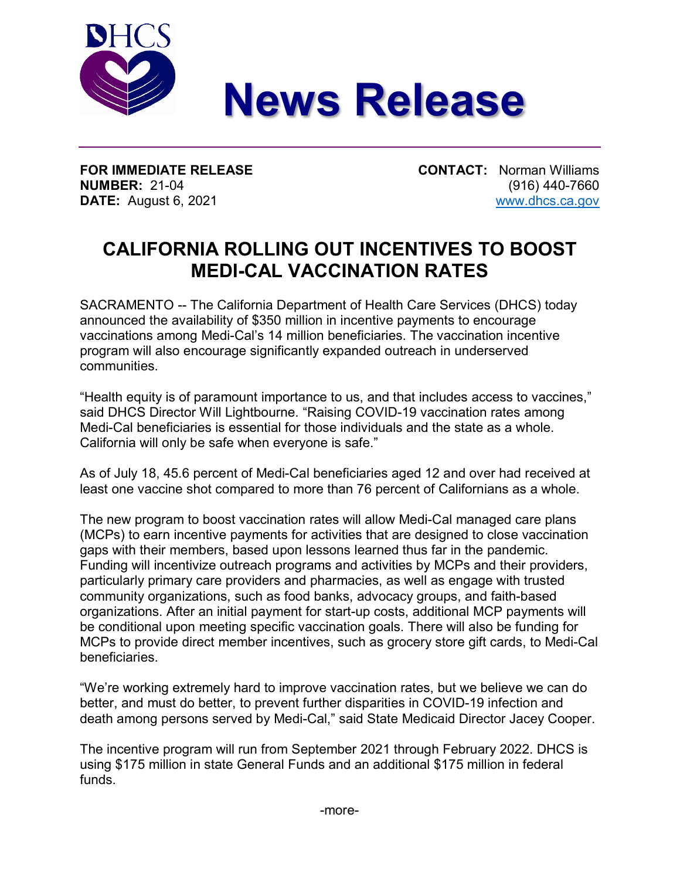DHCS

# News Release

**FOR IMMEDIATE RELEASE**
**NUMBER:** 21-04
**DATE:** August 6, 2021

**CONTACT:** Norman Williams
(916) 440-7660
www.dhcs.ca.gov

## CALIFORNIA ROLLING OUT INCENTIVES TO BOOST MEDI-CAL VACCINATION RATES

SACRAMENTO -- The California Department of Health Care Services (DHCS) today announced the availability of $350 million in incentive payments to encourage vaccinations among Medi-Cal's 14 million beneficiaries. The vaccination incentive program will also encourage significantly expanded outreach in underserved communities.

"Health equity is of paramount importance to us, and that includes access to vaccines," said DHCS Director Will Lightbourne. "Raising COVID-19 vaccination rates among Medi-Cal beneficiaries is essential for those individuals and the state as a whole. California will only be safe when everyone is safe."

As of July 18, 45.6 percent of Medi-Cal beneficiaries aged 12 and over had received at least one vaccine shot compared to more than 76 percent of Californians as a whole.

The new program to boost vaccination rates will allow Medi-Cal managed care plans (MCPs) to earn incentive payments for activities that are designed to close vaccination gaps with their members, based upon lessons learned thus far in the pandemic. Funding will incentivize outreach programs and activities by MCPs and their providers, particularly primary care providers and pharmacies, as well as engage with trusted community organizations, such as food banks, advocacy groups, and faith-based organizations. After an initial payment for start-up costs, additional MCP payments will be conditional upon meeting specific vaccination goals. There will also be funding for MCPs to provide direct member incentives, such as grocery store gift cards, to Medi-Cal beneficiaries.

"We're working extremely hard to improve vaccination rates, but we believe we can do better, and must do better, to prevent further disparities in COVID-19 infection and death among persons served by Medi-Cal," said State Medicaid Director Jacey Cooper.

The incentive program will run from September 2021 through February 2022. DHCS is using $175 million in state General Funds and an additional $175 million in federal funds.

-more-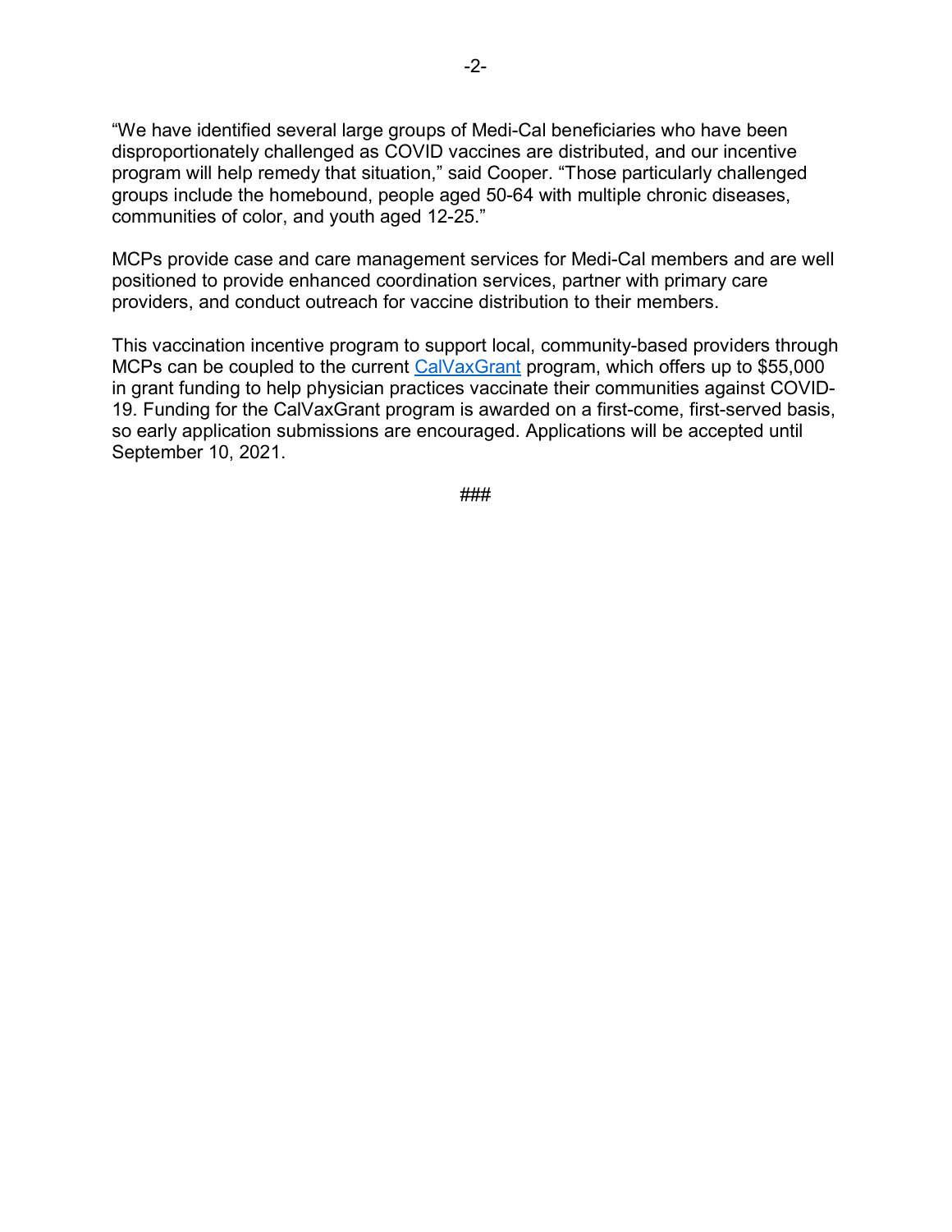"We have identified several large groups of Medi-Cal beneficiaries who have been disproportionately challenged as COVID vaccines are distributed, and our incentive program will help remedy that situation," said Cooper. "Those particularly challenged groups include the homebound, people aged 50-64 with multiple chronic diseases, communities of color, and youth aged 12-25."

MCPs provide case and care management services for Medi-Cal members and are well positioned to provide enhanced coordination services, partner with primary care providers, and conduct outreach for vaccine distribution to their members.

This vaccination incentive program to support local, community-based providers through MCPs can be coupled to the current CalVaxGrant program, which offers up to $55,000 in grant funding to help physician practices vaccinate their communities against COVID-19. Funding for the CalVaxGrant program is awarded on a first-come, first-served basis, so early application submissions are encouraged. Applications will be accepted until September 10, 2021.

###